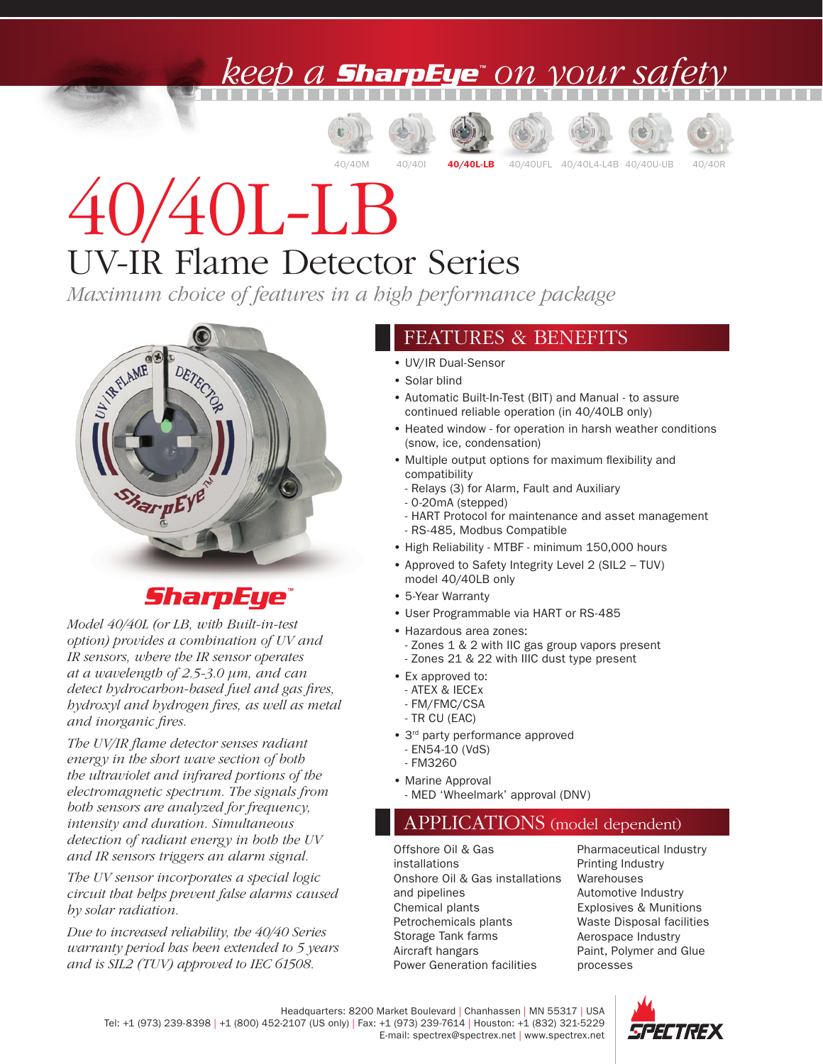keep a **SharpEye**™ on your safety

40/40M 40/40I **40/40L-LB** 40/40UFL 40/40L4-L4B 40/40U-UB 40/40R

# 40/40L-LB

## UV-IR Flame Detector Series

*Maximum choice of features in a high performance package*

**SharpEye**™

*Model 40/40L (or LB, with Built-in-test option) provides a combination of UV and IR sensors, where the IR sensor operates at a wavelength of 2.5-3.0 µm, and can detect hydrocarbon-based fuel and gas fires, hydroxyl and hydrogen fires, as well as metal and inorganic fires.*

*The UV/IR flame detector senses radiant energy in the short wave section of both the ultraviolet and infrared portions of the electromagnetic spectrum. The signals from both sensors are analyzed for frequency, intensity and duration. Simultaneous detection of radiant energy in both the UV and IR sensors triggers an alarm signal.*

*The UV sensor incorporates a special logic circuit that helps prevent false alarms caused by solar radiation.*

*Due to increased reliability, the 40/40 Series warranty period has been extended to 5 years and is SIL2 (TUV) approved to IEC 61508.*

## FEATURES & BENEFITS

- UV/IR Dual-Sensor
- Solar blind
- Automatic Built-In-Test (BIT) and Manual - to assure continued reliable operation (in 40/40LB only)
- Heated window - for operation in harsh weather conditions (snow, ice, condensation)
- Multiple output options for maximum flexibility and compatibility
  - Relays (3) for Alarm, Fault and Auxiliary
  - 0-20mA (stepped)
  - HART Protocol for maintenance and asset management
  - RS-485, Modbus Compatible
- High Reliability - MTBF - minimum 150,000 hours
- Approved to Safety Integrity Level 2 (SIL2 – TUV) model 40/40LB only
- 5-Year Warranty
- User Programmable via HART or RS-485
- Hazardous area zones:
  - Zones 1 & 2 with IIC gas group vapors present
  - Zones 21 & 22 with IIIC dust type present
- Ex approved to:
  - ATEX & IECEx
  - FM/FMC/CSA
  - TR CU (EAC)
- 3rd party performance approved
  - EN54-10 (VdS)
  - FM3260
- Marine Approval
  - MED 'Wheelmark' approval (DNV)

## APPLICATIONS (model dependent)

Offshore Oil & Gas installations
Onshore Oil & Gas installations and pipelines
Chemical plants
Petrochemicals plants
Storage Tank farms
Aircraft hangars
Power Generation facilities
Pharmaceutical Industry
Printing Industry
Warehouses
Automotive Industry
Explosives & Munitions
Waste Disposal facilities
Aerospace Industry
Paint, Polymer and Glue processes

Headquarters: 8200 Market Boulevard | Chanhassen | MN 55317 | USA
Tel: +1 (973) 239-8398 | +1 (800) 452-2107 (US only) | Fax: +1 (973) 239-7614 | Houston: +1 (832) 321-5229
E-mail: spectrex@spectrex.net | www.spectrex.net

SPECTREX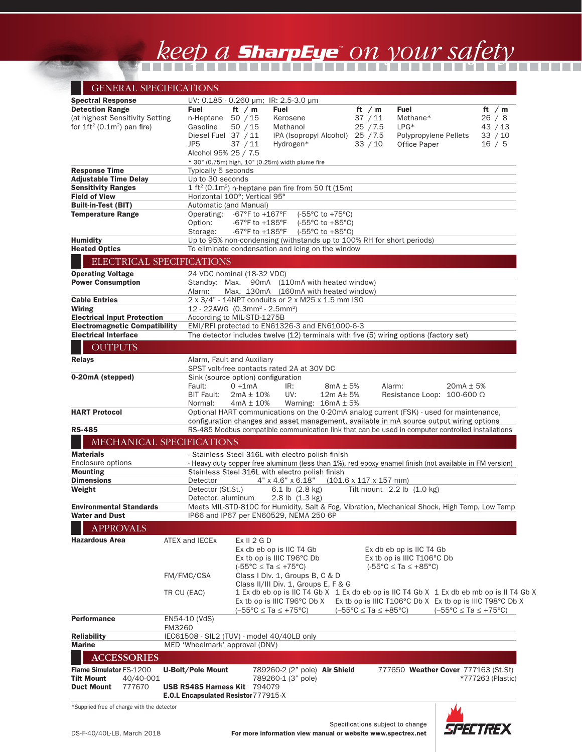# keep a SharpEye™ on your safety

## GENERAL SPECIFICATIONS

| | |
|---|---|
| **Spectral Response** | UV: 0.185 - 0.260 µm; IR: 2.5-3.0 µm |
| **Detection Range** (at highest Sensitivity Setting for 1ft² (0.1m²) pan fire) | See table below |
| **Response Time** | Typically 5 seconds |
| **Adjustable Time Delay** | Up to 30 seconds |
| **Sensitivity Ranges** | 1 ft² (0.1m²) n-heptane pan fire from 50 ft (15m) |
| **Field of View** | Horizontal 100°; Vertical 95° |
| **Built-in-Test (BIT)** | Automatic (and Manual) |
| **Temperature Range** | Operating: -67°F to +167°F (-55°C to +75°C)<br>Option: -67°F to +185°F (-55°C to +85°C)<br>Storage: -67°F to +185°F (-55°C to +85°C) |
| **Humidity** | Up to 95% non-condensing (withstands up to 100% RH for short periods) |
| **Heated Optics** | To eliminate condensation and icing on the window |

**Detection Range**

| Fuel | ft / m | Fuel | ft / m | Fuel | ft / m |
|---|---|---|---|---|---|
| n-Heptane | 50 / 15 | Kerosene | 37 / 11 | Methane* | 26 / 8 |
| Gasoline | 50 / 15 | Methanol | 25 / 7.5 | LPG* | 43 / 13 |
| Diesel Fuel | 37 / 11 | IPA (Isopropyl Alcohol) | 25 / 7.5 | Polypropylene Pellets | 33 / 10 |
| JP5 | 37 / 11 | Hydrogen* | 33 / 10 | Office Paper | 16 / 5 |
| Alcohol 95% | 25 / 7.5 | | | | |

* 30" (0.75m) high, 10" (0.25m) width plume fire

## ELECTRICAL SPECIFICATIONS

| | |
|---|---|
| **Operating Voltage** | 24 VDC nominal (18-32 VDC) |
| **Power Consumption** | Standby: Max. 90mA (110mA with heated window)<br>Alarm: Max. 130mA (160mA with heated window) |
| **Cable Entries** | 2 x 3/4" - 14NPT conduits or 2 x M25 x 1.5 mm ISO |
| **Wiring** | 12 - 22AWG (0.3mm² - 2.5mm²) |
| **Electrical Input Protection** | According to MIL-STD-1275B |
| **Electromagnetic Compatibility** | EMI/RFI protected to EN61326-3 and EN61000-6-3 |
| **Electrical Interface** | The detector includes twelve (12) terminals with five (5) wiring options (factory set) |

## OUTPUTS

| | |
|---|---|
| **Relays** | Alarm, Fault and Auxiliary<br>SPST volt-free contacts rated 2A at 30V DC |
| **0-20mA (stepped)** | Sink (source option) configuration<br>Fault: 0 +1mA; BIT Fault: 2mA ± 10%; Normal: 4mA ± 10%<br>IR: 8mA ± 5%; UV: 12m A± 5%; Warning: 16mA ± 5%<br>Alarm: 20mA ± 5%; Resistance Loop: 100-600 Ω |
| **HART Protocol** | Optional HART communications on the 0-20mA analog current (FSK) - used for maintenance, configuration changes and asset management, available in mA source output wiring options |
| **RS-485** | RS-485 Modbus compatible communication link that can be used in computer controlled installations |

## MECHANICAL SPECIFICATIONS

| | |
|---|---|
| **Materials**<br>Enclosure options | - Stainless Steel 316L with electro polish finish<br>- Heavy duty copper free aluminum (less than 1%), red epoxy enamel finish (not available in FM version) |
| **Mounting** | Stainless Steel 316L with electro polish finish |
| **Dimensions** | Detector 4" x 4.6" x 6.18" (101.6 x 117 x 157 mm) |
| **Weight** | Detector (St.St.) 6.1 lb (2.8 kg); Tilt mount 2.2 lb (1.0 kg)<br>Detector, aluminum 2.8 lb (1.3 kg) |
| **Environmental Standards** | Meets MIL-STD-810C for Humidity, Salt & Fog, Vibration, Mechanical Shock, High Temp, Low Temp |
| **Water and Dust** | IP66 and IP67 per EN60529, NEMA 250 6P |

## APPROVALS

| | | |
|---|---|---|
| **Hazardous Area** | ATEX and IECEx | Ex II 2 G D<br>Ex db eb op is IIC T4 Gb; Ex tb op is IIIC T96°C Db; (-55°C ≤ Ta ≤ +75°C)<br>Ex db eb op is IIC T4 Gb; Ex tb op is IIIC T106°C Db; (-55°C ≤ Ta ≤ +85°C) |
| | FM/FMC/CSA | Class I Div. 1, Groups B, C & D<br>Class II/III Div. 1, Groups E, F & G |
| | TR CU (EAC) | 1 Ex db eb op is IIC T4 Gb X; Ex tb op is IIIC T96°C Db X; (–55°C ≤ Ta ≤ +75°C)<br>1 Ex db eb op is IIC T4 Gb X; Ex tb op is IIIC T106°C Db X; (–55°C ≤ Ta ≤ +85°C)<br>1 Ex db eb mb op is II T4 Gb X; Ex tb op is IIIC T98°C Db X; (–55°C ≤ Ta ≤ +75°C) |
| **Performance** | EN54-10 (VdS)<br>FM3260 | |
| **Reliability** | IEC61508 - SIL2 (TUV) - model 40/40LB only | |
| **Marine** | MED 'Wheelmark' approval (DNV) | |

## ACCESSORIES

| | | | |
|---|---|---|---|
| **Flame Simulator** | FS-1200 | **U-Bolt/Pole Mount** | 789260-2 (2" pole); 789260-1 (3" pole) |
| **Tilt Mount** | 40/40-001 | **USB RS485 Harness Kit** | 794079 |
| **Duct Mount** | 777670 | **E.O.L Encapsulated Resistor** | 777915-X |
| **Air Shield** | 777650 | **Weather Cover** | 777163 (St.St); *777263 (Plastic) |

*Supplied free of charge with the detector

DS-F-40/40L-LB, March 2018

Specifications subject to change
**For more information view manual or website www.spectrex.net**

SPECTREX